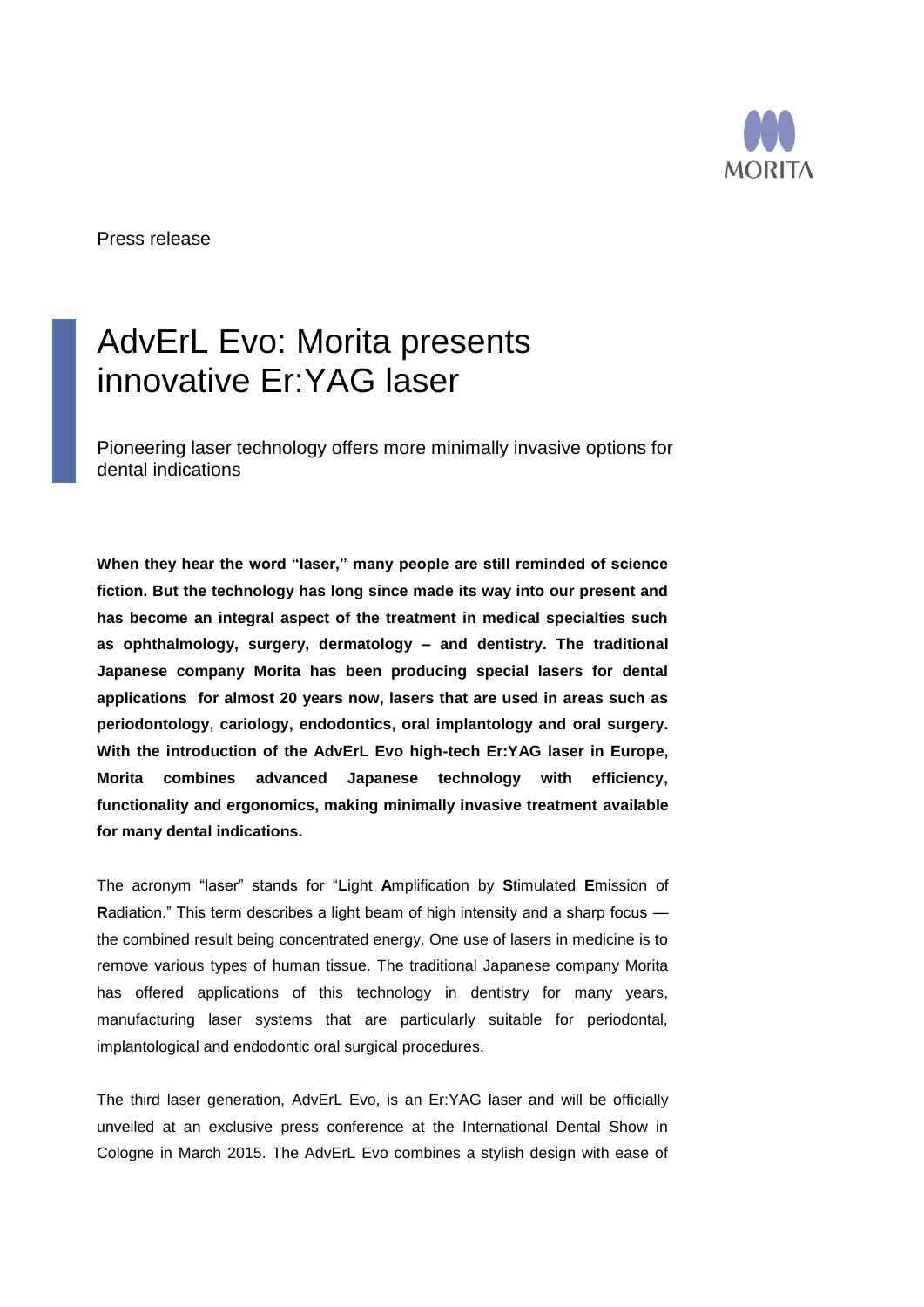Press release

# AdvErL Evo: Morita presents innovative Er:YAG laser

Pioneering laser technology offers more minimally invasive options for dental indications

**When they hear the word "laser," many people are still reminded of science fiction. But the technology has long since made its way into our present and has become an integral aspect of the treatment in medical specialties such as ophthalmology, surgery, dermatology – and dentistry. The traditional Japanese company Morita has been producing special lasers for dental applications for almost 20 years now, lasers that are used in areas such as periodontology, cariology, endodontics, oral implantology and oral surgery. With the introduction of the AdvErL Evo high-tech Er:YAG laser in Europe, Morita combines advanced Japanese technology with efficiency, functionality and ergonomics, making minimally invasive treatment available for many dental indications.**

The acronym "laser" stands for "**L**ight **A**mplification by **S**timulated **E**mission of **R**adiation." This term describes a light beam of high intensity and a sharp focus — the combined result being concentrated energy. One use of lasers in medicine is to remove various types of human tissue. The traditional Japanese company Morita has offered applications of this technology in dentistry for many years, manufacturing laser systems that are particularly suitable for periodontal, implantological and endodontic oral surgical procedures.

The third laser generation, AdvErL Evo, is an Er:YAG laser and will be officially unveiled at an exclusive press conference at the International Dental Show in Cologne in March 2015. The AdvErL Evo combines a stylish design with ease of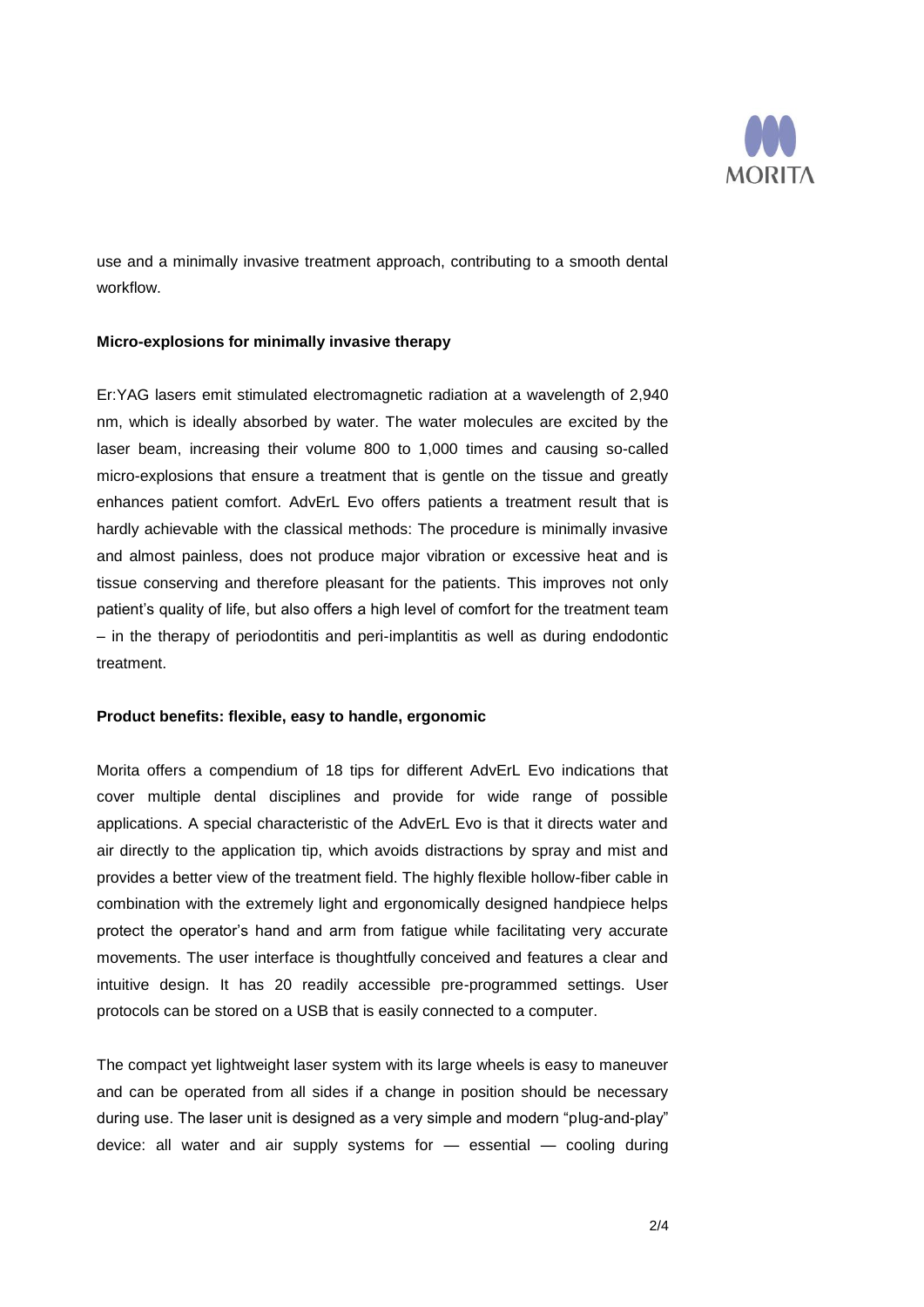use and a minimally invasive treatment approach, contributing to a smooth dental workflow.

**Micro-explosions for minimally invasive therapy**

Er:YAG lasers emit stimulated electromagnetic radiation at a wavelength of 2,940 nm, which is ideally absorbed by water. The water molecules are excited by the laser beam, increasing their volume 800 to 1,000 times and causing so-called micro-explosions that ensure a treatment that is gentle on the tissue and greatly enhances patient comfort. AdvErL Evo offers patients a treatment result that is hardly achievable with the classical methods: The procedure is minimally invasive and almost painless, does not produce major vibration or excessive heat and is tissue conserving and therefore pleasant for the patients. This improves not only patient's quality of life, but also offers a high level of comfort for the treatment team – in the therapy of periodontitis and peri-implantitis as well as during endodontic treatment.

**Product benefits: flexible, easy to handle, ergonomic**

Morita offers a compendium of 18 tips for different AdvErL Evo indications that cover multiple dental disciplines and provide for wide range of possible applications. A special characteristic of the AdvErL Evo is that it directs water and air directly to the application tip, which avoids distractions by spray and mist and provides a better view of the treatment field. The highly flexible hollow-fiber cable in combination with the extremely light and ergonomically designed handpiece helps protect the operator's hand and arm from fatigue while facilitating very accurate movements. The user interface is thoughtfully conceived and features a clear and intuitive design. It has 20 readily accessible pre-programmed settings. User protocols can be stored on a USB that is easily connected to a computer.

The compact yet lightweight laser system with its large wheels is easy to maneuver and can be operated from all sides if a change in position should be necessary during use. The laser unit is designed as a very simple and modern "plug-and-play" device: all water and air supply systems for — essential — cooling during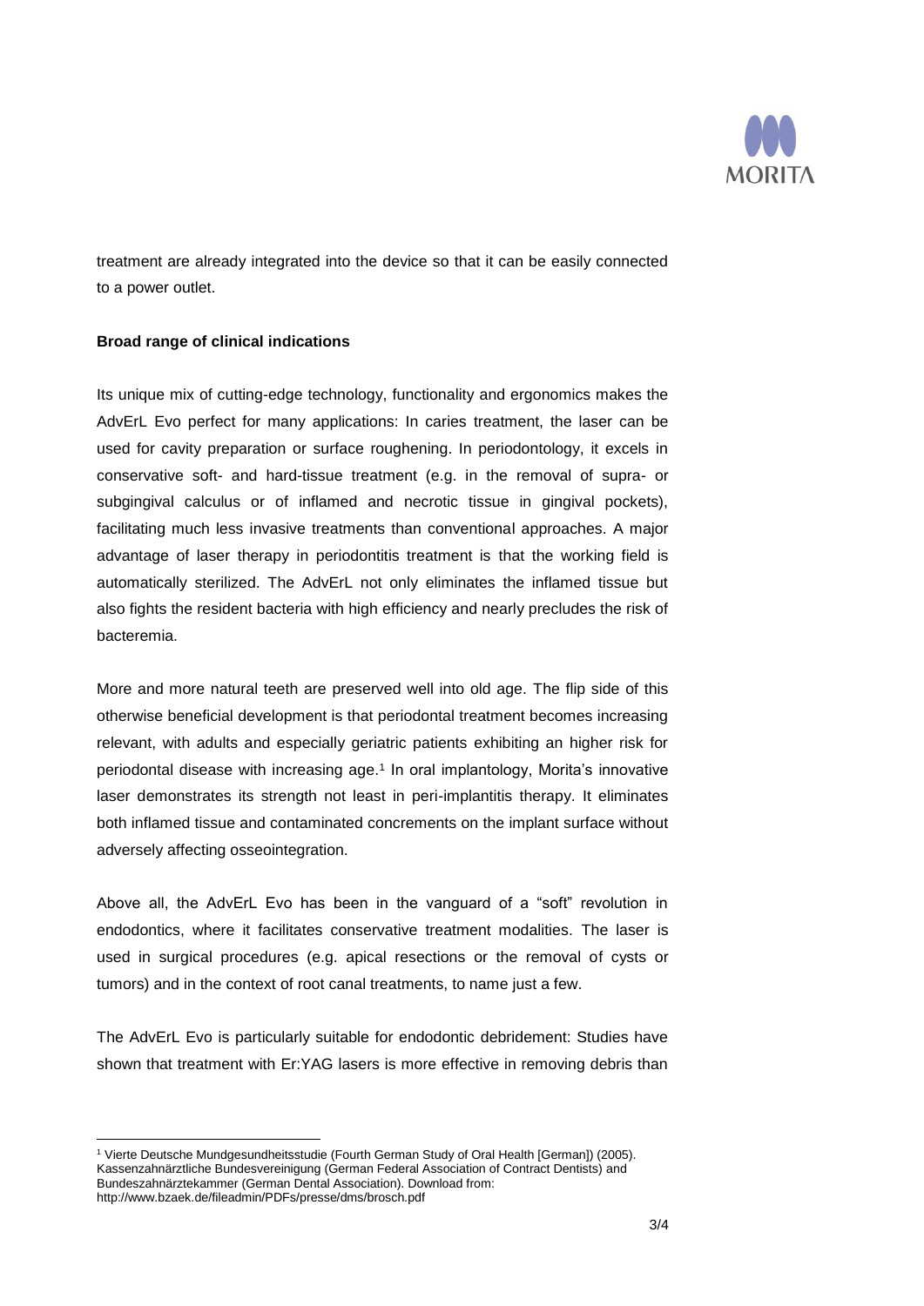treatment are already integrated into the device so that it can be easily connected to a power outlet.

**Broad range of clinical indications**

Its unique mix of cutting-edge technology, functionality and ergonomics makes the AdvErL Evo perfect for many applications: In caries treatment, the laser can be used for cavity preparation or surface roughening. In periodontology, it excels in conservative soft- and hard-tissue treatment (e.g. in the removal of supra- or subgingival calculus or of inflamed and necrotic tissue in gingival pockets), facilitating much less invasive treatments than conventional approaches. A major advantage of laser therapy in periodontitis treatment is that the working field is automatically sterilized. The AdvErL not only eliminates the inflamed tissue but also fights the resident bacteria with high efficiency and nearly precludes the risk of bacteremia.

More and more natural teeth are preserved well into old age. The flip side of this otherwise beneficial development is that periodontal treatment becomes increasing relevant, with adults and especially geriatric patients exhibiting an higher risk for periodontal disease with increasing age.[1] In oral implantology, Morita's innovative laser demonstrates its strength not least in peri-implantitis therapy. It eliminates both inflamed tissue and contaminated concrements on the implant surface without adversely affecting osseointegration.

Above all, the AdvErL Evo has been in the vanguard of a "soft" revolution in endodontics, where it facilitates conservative treatment modalities. The laser is used in surgical procedures (e.g. apical resections or the removal of cysts or tumors) and in the context of root canal treatments, to name just a few.

The AdvErL Evo is particularly suitable for endodontic debridement: Studies have shown that treatment with Er:YAG lasers is more effective in removing debris than

---

[1] Vierte Deutsche Mundgesundheitsstudie (Fourth German Study of Oral Health [German]) (2005). Kassenzahnärztliche Bundesvereinigung (German Federal Association of Contract Dentists) and Bundeszahnärztekammer (German Dental Association). Download from: http://www.bzaek.de/fileadmin/PDFs/presse/dms/brosch.pdf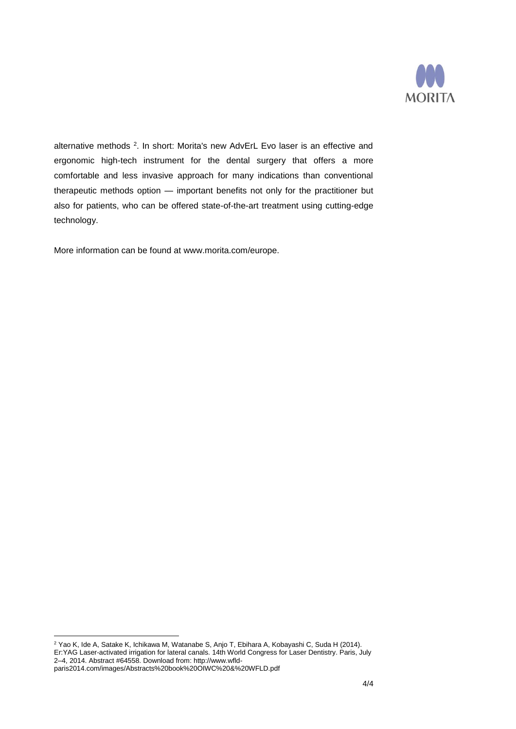alternative methods [2]. In short: Morita's new AdvErL Evo laser is an effective and ergonomic high-tech instrument for the dental surgery that offers a more comfortable and less invasive approach for many indications than conventional therapeutic methods option — important benefits not only for the practitioner but also for patients, who can be offered state-of-the-art treatment using cutting-edge technology.

More information can be found at www.morita.com/europe.

---

[2] Yao K, Ide A, Satake K, Ichikawa M, Watanabe S, Anjo T, Ebihara A, Kobayashi C, Suda H (2014). Er:YAG Laser-activated irrigation for lateral canals. 14th World Congress for Laser Dentistry. Paris, July 2–4, 2014. Abstract #64558. Download from: http://www.wfld-paris2014.com/images/Abstracts%20book%20OIWC%20&%20WFLD.pdf